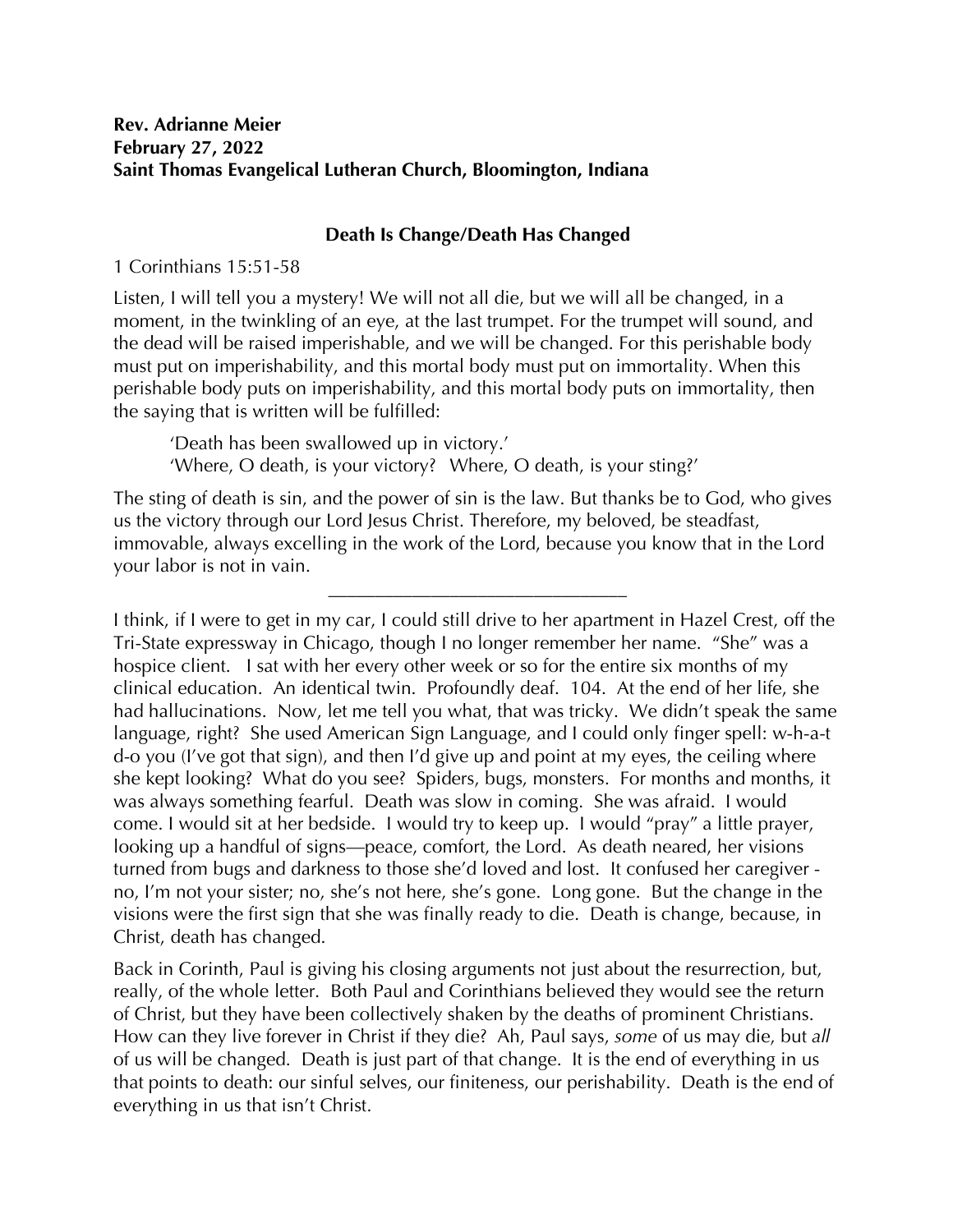**Rev. Adrianne Meier**
**February 27, 2022**
**Saint Thomas Evangelical Lutheran Church, Bloomington, Indiana**

## Death Is Change/Death Has Changed

1 Corinthians 15:51-58

Listen, I will tell you a mystery! We will not all die, but we will all be changed, in a moment, in the twinkling of an eye, at the last trumpet. For the trumpet will sound, and the dead will be raised imperishable, and we will be changed. For this perishable body must put on imperishability, and this mortal body must put on immortality. When this perishable body puts on imperishability, and this mortal body puts on immortality, then the saying that is written will be fulfilled:

> 'Death has been swallowed up in victory.'
> 'Where, O death, is your victory? Where, O death, is your sting?'

The sting of death is sin, and the power of sin is the law. But thanks be to God, who gives us the victory through our Lord Jesus Christ. Therefore, my beloved, be steadfast, immovable, always excelling in the work of the Lord, because you know that in the Lord your labor is not in vain.

---

I think, if I were to get in my car, I could still drive to her apartment in Hazel Crest, off the Tri-State expressway in Chicago, though I no longer remember her name. "She" was a hospice client. I sat with her every other week or so for the entire six months of my clinical education. An identical twin. Profoundly deaf. 104. At the end of her life, she had hallucinations. Now, let me tell you what, that was tricky. We didn't speak the same language, right? She used American Sign Language, and I could only finger spell: w-h-a-t d-o you (I've got that sign), and then I'd give up and point at my eyes, the ceiling where she kept looking? What do you see? Spiders, bugs, monsters. For months and months, it was always something fearful. Death was slow in coming. She was afraid. I would come. I would sit at her bedside. I would try to keep up. I would "pray" a little prayer, looking up a handful of signs—peace, comfort, the Lord. As death neared, her visions turned from bugs and darkness to those she'd loved and lost. It confused her caregiver - no, I'm not your sister; no, she's not here, she's gone. Long gone. But the change in the visions were the first sign that she was finally ready to die. Death is change, because, in Christ, death has changed.

Back in Corinth, Paul is giving his closing arguments not just about the resurrection, but, really, of the whole letter. Both Paul and Corinthians believed they would see the return of Christ, but they have been collectively shaken by the deaths of prominent Christians. How can they live forever in Christ if they die? Ah, Paul says, *some* of us may die, but *all* of us will be changed. Death is just part of that change. It is the end of everything in us that points to death: our sinful selves, our finiteness, our perishability. Death is the end of everything in us that isn't Christ.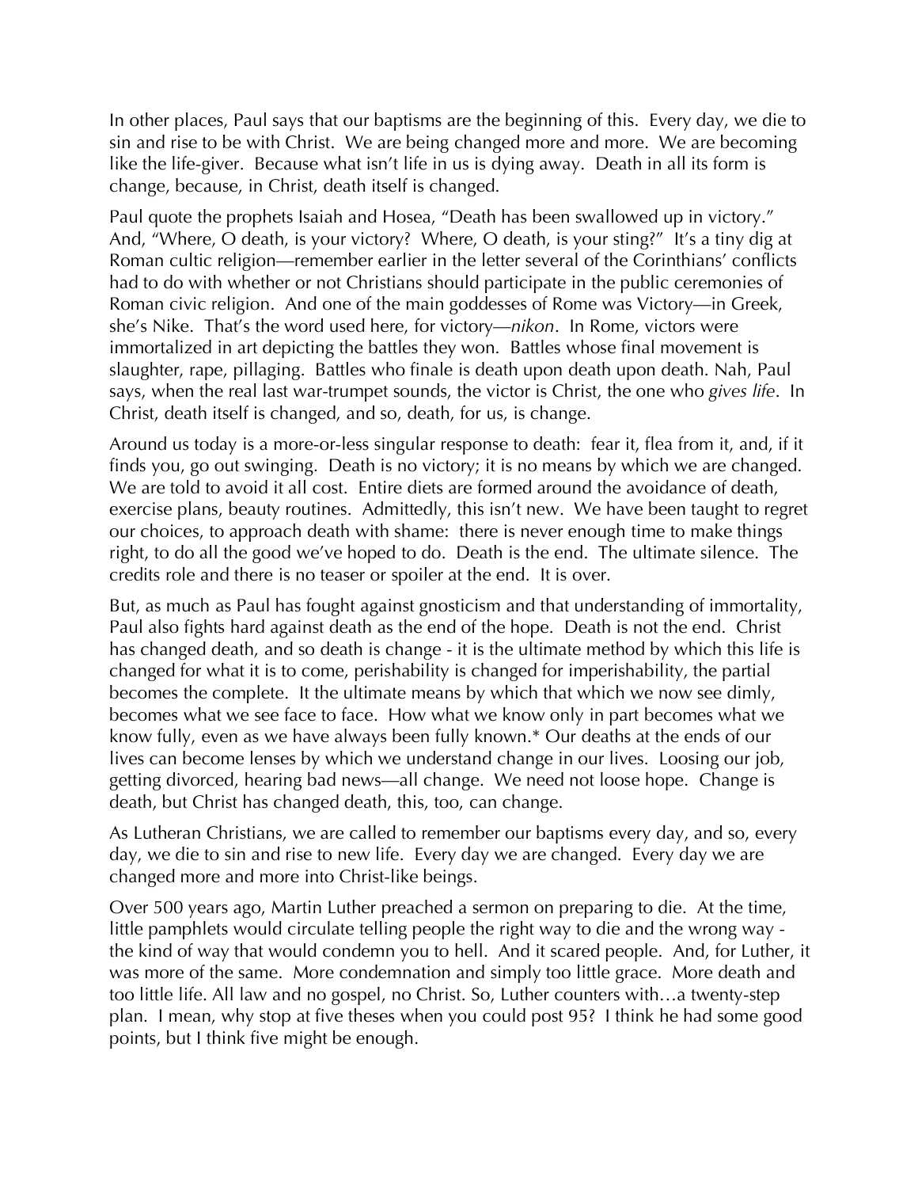In other places, Paul says that our baptisms are the beginning of this. Every day, we die to sin and rise to be with Christ. We are being changed more and more. We are becoming like the life-giver. Because what isn't life in us is dying away. Death in all its form is change, because, in Christ, death itself is changed.

Paul quote the prophets Isaiah and Hosea, "Death has been swallowed up in victory." And, "Where, O death, is your victory? Where, O death, is your sting?" It's a tiny dig at Roman cultic religion—remember earlier in the letter several of the Corinthians' conflicts had to do with whether or not Christians should participate in the public ceremonies of Roman civic religion. And one of the main goddesses of Rome was Victory—in Greek, she's Nike. That's the word used here, for victory—*nikon*. In Rome, victors were immortalized in art depicting the battles they won. Battles whose final movement is slaughter, rape, pillaging. Battles who finale is death upon death upon death. Nah, Paul says, when the real last war-trumpet sounds, the victor is Christ, the one who *gives life*. In Christ, death itself is changed, and so, death, for us, is change.

Around us today is a more-or-less singular response to death: fear it, flea from it, and, if it finds you, go out swinging. Death is no victory; it is no means by which we are changed. We are told to avoid it all cost. Entire diets are formed around the avoidance of death, exercise plans, beauty routines. Admittedly, this isn't new. We have been taught to regret our choices, to approach death with shame: there is never enough time to make things right, to do all the good we've hoped to do. Death is the end. The ultimate silence. The credits role and there is no teaser or spoiler at the end. It is over.

But, as much as Paul has fought against gnosticism and that understanding of immortality, Paul also fights hard against death as the end of the hope. Death is not the end. Christ has changed death, and so death is change - it is the ultimate method by which this life is changed for what it is to come, perishability is changed for imperishability, the partial becomes the complete. It the ultimate means by which that which we now see dimly, becomes what we see face to face. How what we know only in part becomes what we know fully, even as we have always been fully known.* Our deaths at the ends of our lives can become lenses by which we understand change in our lives. Loosing our job, getting divorced, hearing bad news—all change. We need not loose hope. Change is death, but Christ has changed death, this, too, can change.

As Lutheran Christians, we are called to remember our baptisms every day, and so, every day, we die to sin and rise to new life. Every day we are changed. Every day we are changed more and more into Christ-like beings.

Over 500 years ago, Martin Luther preached a sermon on preparing to die. At the time, little pamphlets would circulate telling people the right way to die and the wrong way - the kind of way that would condemn you to hell. And it scared people. And, for Luther, it was more of the same. More condemnation and simply too little grace. More death and too little life. All law and no gospel, no Christ. So, Luther counters with…a twenty-step plan. I mean, why stop at five theses when you could post 95? I think he had some good points, but I think five might be enough.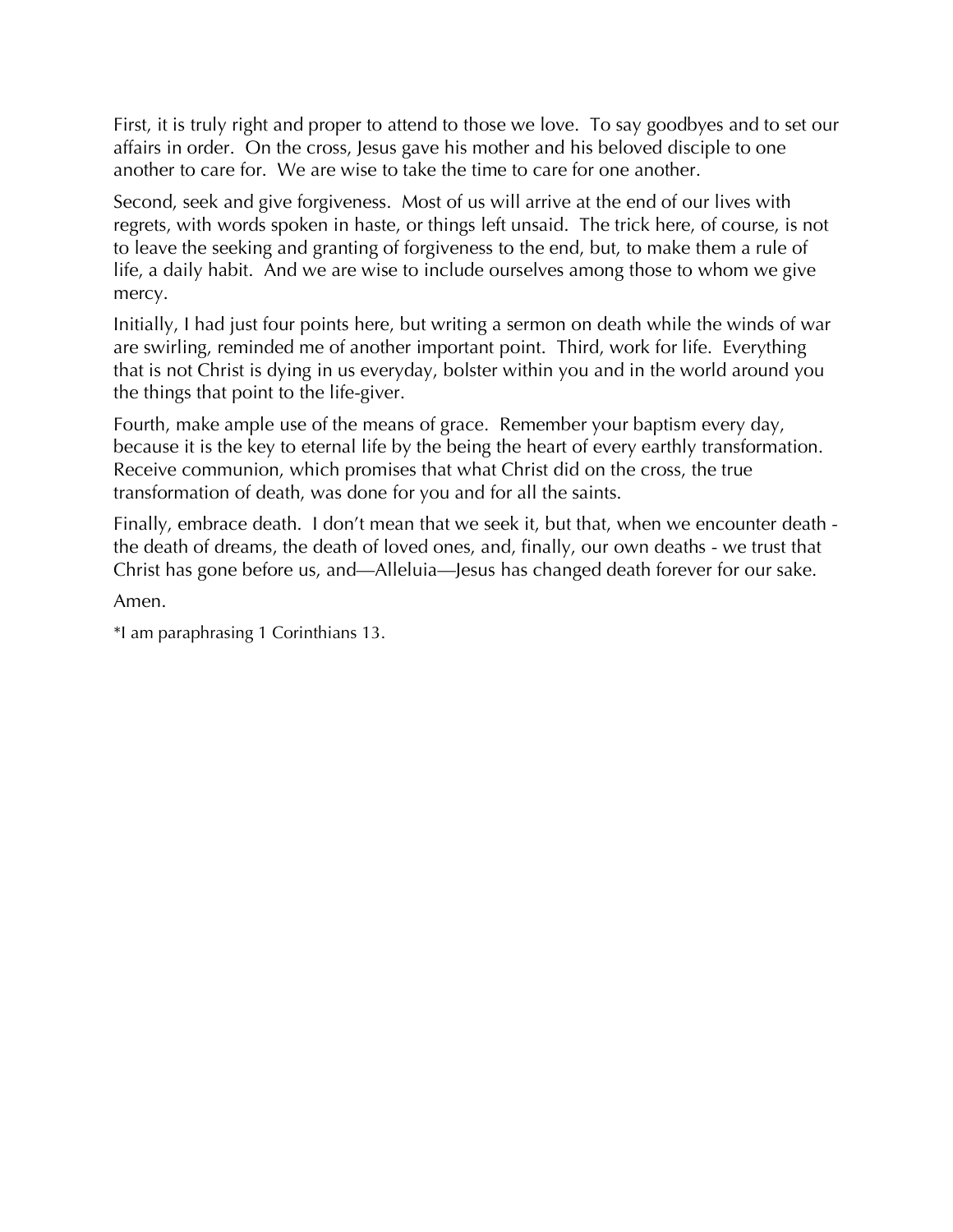First, it is truly right and proper to attend to those we love. To say goodbyes and to set our affairs in order. On the cross, Jesus gave his mother and his beloved disciple to one another to care for. We are wise to take the time to care for one another.

Second, seek and give forgiveness. Most of us will arrive at the end of our lives with regrets, with words spoken in haste, or things left unsaid. The trick here, of course, is not to leave the seeking and granting of forgiveness to the end, but, to make them a rule of life, a daily habit. And we are wise to include ourselves among those to whom we give mercy.

Initially, I had just four points here, but writing a sermon on death while the winds of war are swirling, reminded me of another important point. Third, work for life. Everything that is not Christ is dying in us everyday, bolster within you and in the world around you the things that point to the life-giver.

Fourth, make ample use of the means of grace. Remember your baptism every day, because it is the key to eternal life by the being the heart of every earthly transformation. Receive communion, which promises that what Christ did on the cross, the true transformation of death, was done for you and for all the saints.

Finally, embrace death. I don't mean that we seek it, but that, when we encounter death - the death of dreams, the death of loved ones, and, finally, our own deaths - we trust that Christ has gone before us, and—Alleluia—Jesus has changed death forever for our sake.

Amen.

*I am paraphrasing 1 Corinthians 13.